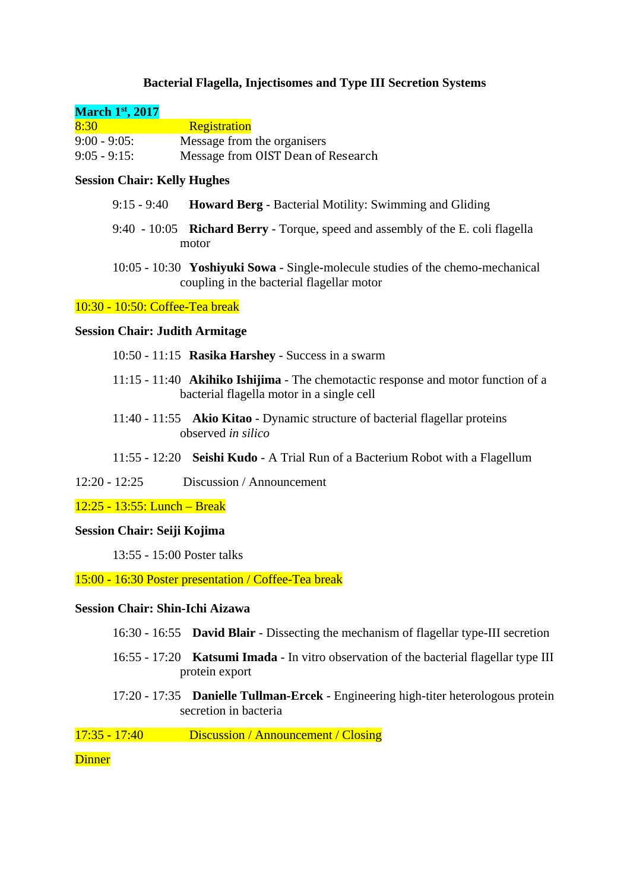# Bacterial Flagella, Injectisomes and Type III Secretion Systems

**March 1st, 2017**

8:30 Registration

9:00 - 9:05: Message from the organisers

9:05 - 9:15: Message from OIST Dean of Research

**Session Chair: Kelly Hughes**

9:15 - 9:40 **Howard Berg** - Bacterial Motility: Swimming and Gliding

9:40 - 10:05 **Richard Berry** - Torque, speed and assembly of the E. coli flagella motor

10:05 - 10:30 **Yoshiyuki Sowa** - Single-molecule studies of the chemo-mechanical coupling in the bacterial flagellar motor

10:30 - 10:50: Coffee-Tea break

**Session Chair: Judith Armitage**

10:50 - 11:15 **Rasika Harshey** - Success in a swarm

11:15 - 11:40 **Akihiko Ishijima** - The chemotactic response and motor function of a bacterial flagella motor in a single cell

11:40 - 11:55 **Akio Kitao** - Dynamic structure of bacterial flagellar proteins observed *in silico*

11:55 - 12:20 **Seishi Kudo** - A Trial Run of a Bacterium Robot with a Flagellum

12:20 - 12:25 Discussion / Announcement

12:25 - 13:55: Lunch – Break

**Session Chair: Seiji Kojima**

13:55 - 15:00 Poster talks

15:00 - 16:30 Poster presentation / Coffee-Tea break

**Session Chair: Shin-Ichi Aizawa**

16:30 - 16:55 **David Blair** - Dissecting the mechanism of flagellar type-III secretion

16:55 - 17:20 **Katsumi Imada** - In vitro observation of the bacterial flagellar type III protein export

17:20 - 17:35 **Danielle Tullman-Ercek** - Engineering high-titer heterologous protein secretion in bacteria

17:35 - 17:40 Discussion / Announcement / Closing

Dinner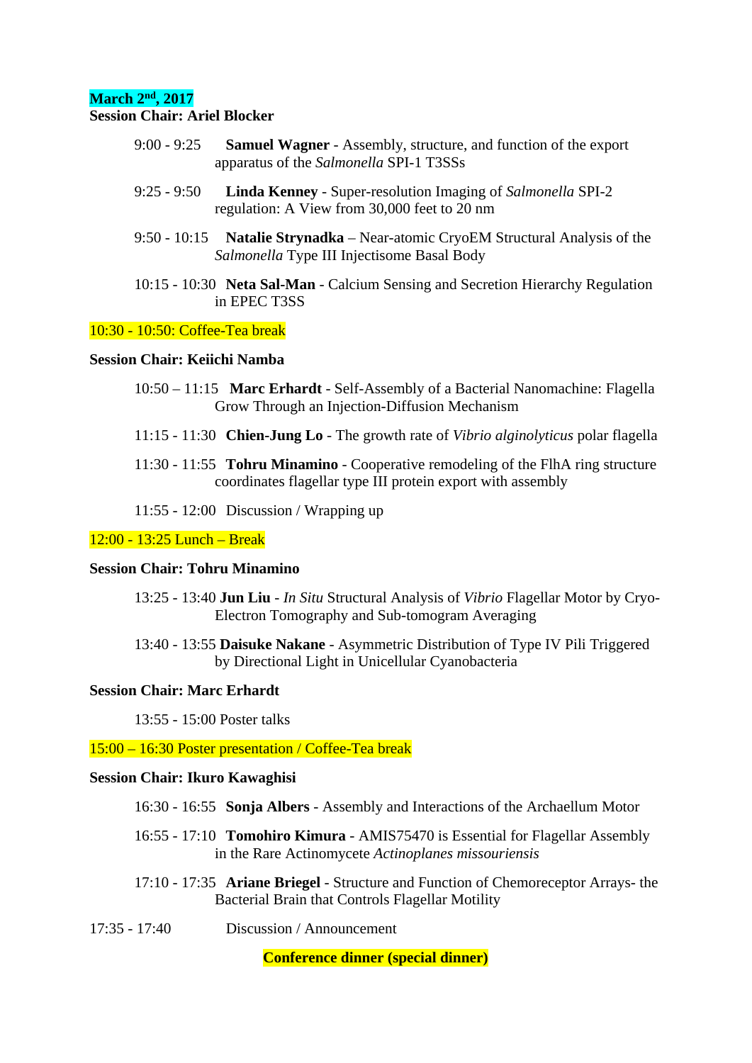**March 2[nd], 2017**

**Session Chair: Ariel Blocker**

9:00 - 9:25 **Samuel Wagner** - Assembly, structure, and function of the export apparatus of the *Salmonella* SPI-1 T3SSs

9:25 - 9:50 **Linda Kenney** - Super-resolution Imaging of *Salmonella* SPI-2 regulation: A View from 30,000 feet to 20 nm

9:50 - 10:15 **Natalie Strynadka** – Near-atomic CryoEM Structural Analysis of the *Salmonella* Type III Injectisome Basal Body

10:15 - 10:30 **Neta Sal-Man** - Calcium Sensing and Secretion Hierarchy Regulation in EPEC T3SS

10:30 - 10:50: Coffee-Tea break

**Session Chair: Keiichi Namba**

10:50 – 11:15 **Marc Erhardt** - Self-Assembly of a Bacterial Nanomachine: Flagella Grow Through an Injection-Diffusion Mechanism

11:15 - 11:30 **Chien-Jung Lo** - The growth rate of *Vibrio alginolyticus* polar flagella

11:30 - 11:55 **Tohru Minamino** - Cooperative remodeling of the FlhA ring structure coordinates flagellar type III protein export with assembly

11:55 - 12:00 Discussion / Wrapping up

12:00 - 13:25 Lunch – Break

**Session Chair: Tohru Minamino**

13:25 - 13:40 **Jun Liu** - *In Situ* Structural Analysis of *Vibrio* Flagellar Motor by Cryo-Electron Tomography and Sub-tomogram Averaging

13:40 - 13:55 **Daisuke Nakane** - Asymmetric Distribution of Type IV Pili Triggered by Directional Light in Unicellular Cyanobacteria

**Session Chair: Marc Erhardt**

13:55 - 15:00 Poster talks

15:00 – 16:30 Poster presentation / Coffee-Tea break

**Session Chair: Ikuro Kawaghisi**

16:30 - 16:55 **Sonja Albers** - Assembly and Interactions of the Archaellum Motor

16:55 - 17:10 **Tomohiro Kimura** - AMIS75470 is Essential for Flagellar Assembly in the Rare Actinomycete *Actinoplanes missouriensis*

17:10 - 17:35 **Ariane Briegel** - Structure and Function of Chemoreceptor Arrays- the Bacterial Brain that Controls Flagellar Motility

17:35 - 17:40 Discussion / Announcement

**Conference dinner (special dinner)**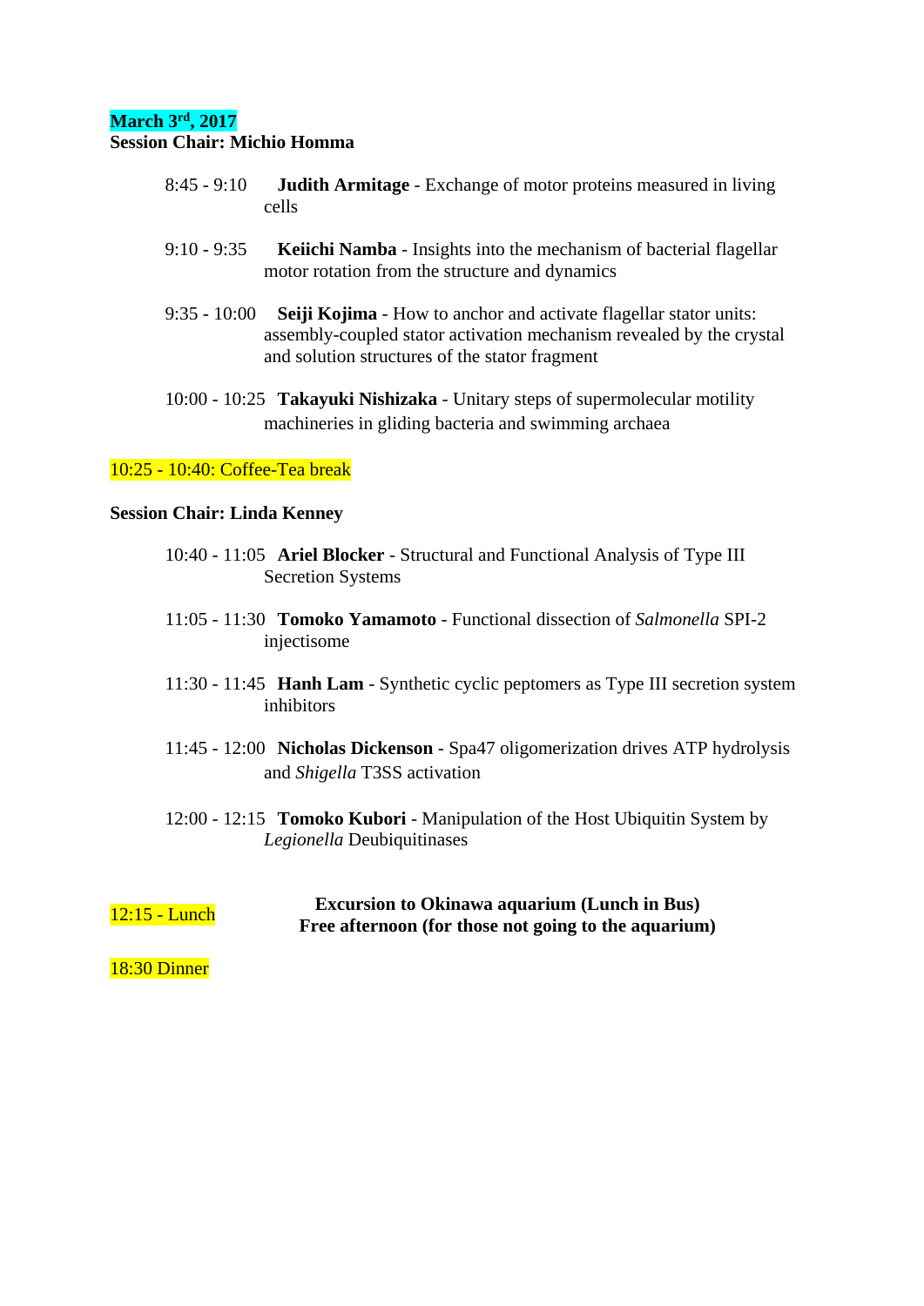**March 3rd, 2017**
**Session Chair: Michio Homma**

8:45 - 9:10 **Judith Armitage** - Exchange of motor proteins measured in living cells

9:10 - 9:35 **Keiichi Namba** - Insights into the mechanism of bacterial flagellar motor rotation from the structure and dynamics

9:35 - 10:00 **Seiji Kojima** - How to anchor and activate flagellar stator units: assembly-coupled stator activation mechanism revealed by the crystal and solution structures of the stator fragment

10:00 - 10:25 **Takayuki Nishizaka** - Unitary steps of supermolecular motility machineries in gliding bacteria and swimming archaea

10:25 - 10:40: Coffee-Tea break

**Session Chair: Linda Kenney**

10:40 - 11:05 **Ariel Blocker** - Structural and Functional Analysis of Type III Secretion Systems

11:05 - 11:30 **Tomoko Yamamoto** - Functional dissection of *Salmonella* SPI-2 injectisome

11:30 - 11:45 **Hanh Lam** - Synthetic cyclic peptomers as Type III secretion system inhibitors

11:45 - 12:00 **Nicholas Dickenson** - Spa47 oligomerization drives ATP hydrolysis and *Shigella* T3SS activation

12:00 - 12:15 **Tomoko Kubori** - Manipulation of the Host Ubiquitin System by *Legionella* Deubiquitinases

12:15 - Lunch **Excursion to Okinawa aquarium (Lunch in Bus)**
**Free afternoon (for those not going to the aquarium)**

18:30 Dinner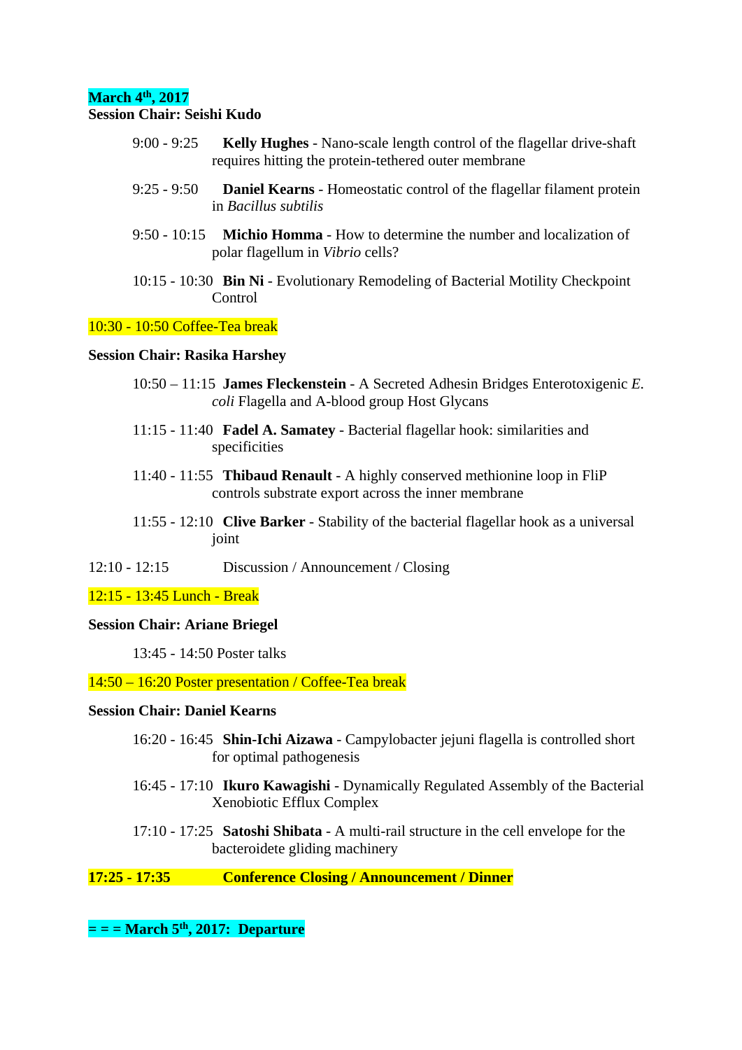**March 4th, 2017**

**Session Chair: Seishi Kudo**

- 9:00 - 9:25 **Kelly Hughes** - Nano-scale length control of the flagellar drive-shaft requires hitting the protein-tethered outer membrane
- 9:25 - 9:50 **Daniel Kearns** - Homeostatic control of the flagellar filament protein in *Bacillus subtilis*
- 9:50 - 10:15 **Michio Homma** - How to determine the number and localization of polar flagellum in *Vibrio* cells?
- 10:15 - 10:30 **Bin Ni** - Evolutionary Remodeling of Bacterial Motility Checkpoint Control

10:30 - 10:50 Coffee-Tea break

**Session Chair: Rasika Harshey**

- 10:50 – 11:15 **James Fleckenstein** - A Secreted Adhesin Bridges Enterotoxigenic *E. coli* Flagella and A-blood group Host Glycans
- 11:15 - 11:40 **Fadel A. Samatey** - Bacterial flagellar hook: similarities and specificities
- 11:40 - 11:55 **Thibaud Renault** - A highly conserved methionine loop in FliP controls substrate export across the inner membrane
- 11:55 - 12:10 **Clive Barker** - Stability of the bacterial flagellar hook as a universal joint

12:10 - 12:15 Discussion / Announcement / Closing

12:15 - 13:45 Lunch - Break

**Session Chair: Ariane Briegel**

- 13:45 - 14:50 Poster talks

14:50 – 16:20 Poster presentation / Coffee-Tea break

**Session Chair: Daniel Kearns**

- 16:20 - 16:45 **Shin-Ichi Aizawa** - Campylobacter jejuni flagella is controlled short for optimal pathogenesis
- 16:45 - 17:10 **Ikuro Kawagishi** - Dynamically Regulated Assembly of the Bacterial Xenobiotic Efflux Complex
- 17:10 - 17:25 **Satoshi Shibata** - A multi-rail structure in the cell envelope for the bacteroidete gliding machinery

**17:25 - 17:35 Conference Closing / Announcement / Dinner**

**= = = March 5th, 2017: Departure**